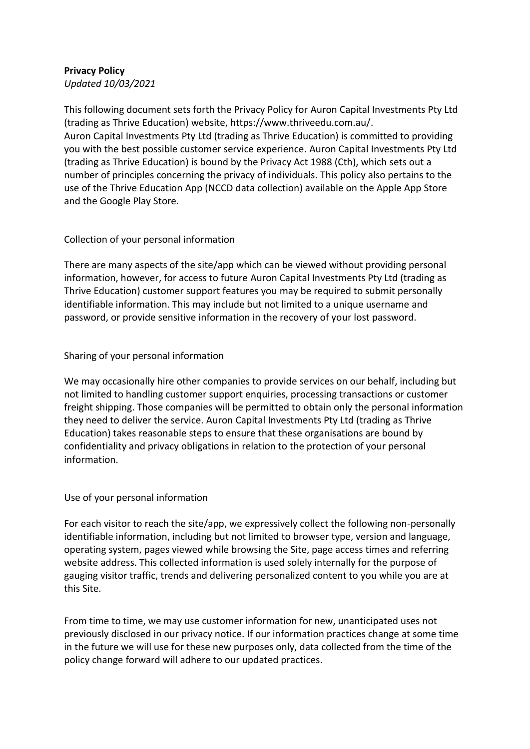**Privacy Policy**
*Updated 10/03/2021*

This following document sets forth the Privacy Policy for Auron Capital Investments Pty Ltd (trading as Thrive Education) website, https://www.thriveedu.com.au/.
Auron Capital Investments Pty Ltd (trading as Thrive Education) is committed to providing you with the best possible customer service experience. Auron Capital Investments Pty Ltd (trading as Thrive Education) is bound by the Privacy Act 1988 (Cth), which sets out a number of principles concerning the privacy of individuals. This policy also pertains to the use of the Thrive Education App (NCCD data collection) available on the Apple App Store and the Google Play Store.

Collection of your personal information

There are many aspects of the site/app which can be viewed without providing personal information, however, for access to future Auron Capital Investments Pty Ltd (trading as Thrive Education) customer support features you may be required to submit personally identifiable information. This may include but not limited to a unique username and password, or provide sensitive information in the recovery of your lost password.

Sharing of your personal information

We may occasionally hire other companies to provide services on our behalf, including but not limited to handling customer support enquiries, processing transactions or customer freight shipping. Those companies will be permitted to obtain only the personal information they need to deliver the service. Auron Capital Investments Pty Ltd (trading as Thrive Education) takes reasonable steps to ensure that these organisations are bound by confidentiality and privacy obligations in relation to the protection of your personal information.

Use of your personal information

For each visitor to reach the site/app, we expressively collect the following non-personally identifiable information, including but not limited to browser type, version and language, operating system, pages viewed while browsing the Site, page access times and referring website address. This collected information is used solely internally for the purpose of gauging visitor traffic, trends and delivering personalized content to you while you are at this Site.

From time to time, we may use customer information for new, unanticipated uses not previously disclosed in our privacy notice. If our information practices change at some time in the future we will use for these new purposes only, data collected from the time of the policy change forward will adhere to our updated practices.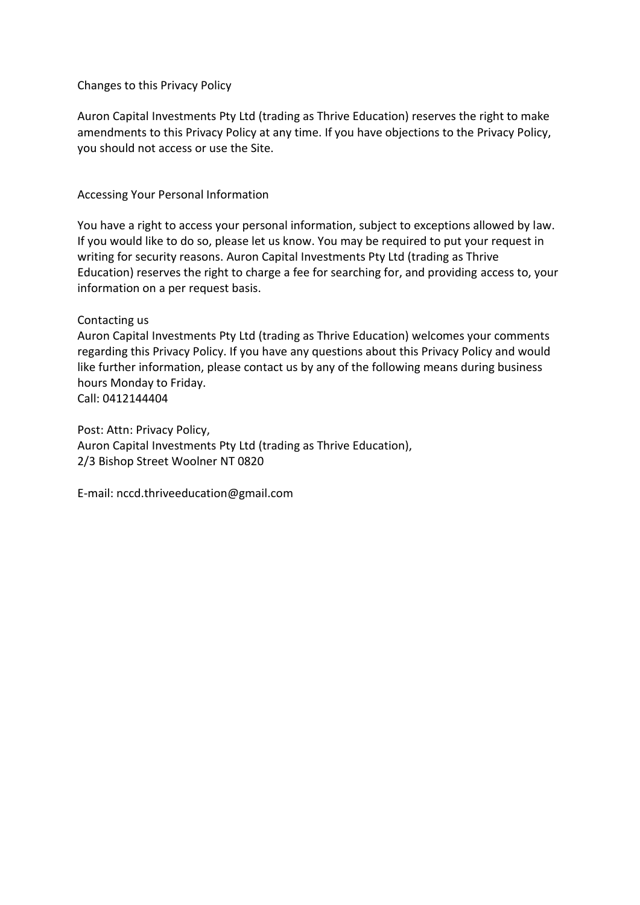## Changes to this Privacy Policy

Auron Capital Investments Pty Ltd (trading as Thrive Education) reserves the right to make amendments to this Privacy Policy at any time. If you have objections to the Privacy Policy, you should not access or use the Site.

## Accessing Your Personal Information

You have a right to access your personal information, subject to exceptions allowed by law. If you would like to do so, please let us know. You may be required to put your request in writing for security reasons. Auron Capital Investments Pty Ltd (trading as Thrive Education) reserves the right to charge a fee for searching for, and providing access to, your information on a per request basis.

## Contacting us

Auron Capital Investments Pty Ltd (trading as Thrive Education) welcomes your comments regarding this Privacy Policy. If you have any questions about this Privacy Policy and would like further information, please contact us by any of the following means during business hours Monday to Friday.
Call: 0412144404

Post: Attn: Privacy Policy,
Auron Capital Investments Pty Ltd (trading as Thrive Education),
2/3 Bishop Street Woolner NT 0820

E-mail: nccd.thriveeducation@gmail.com